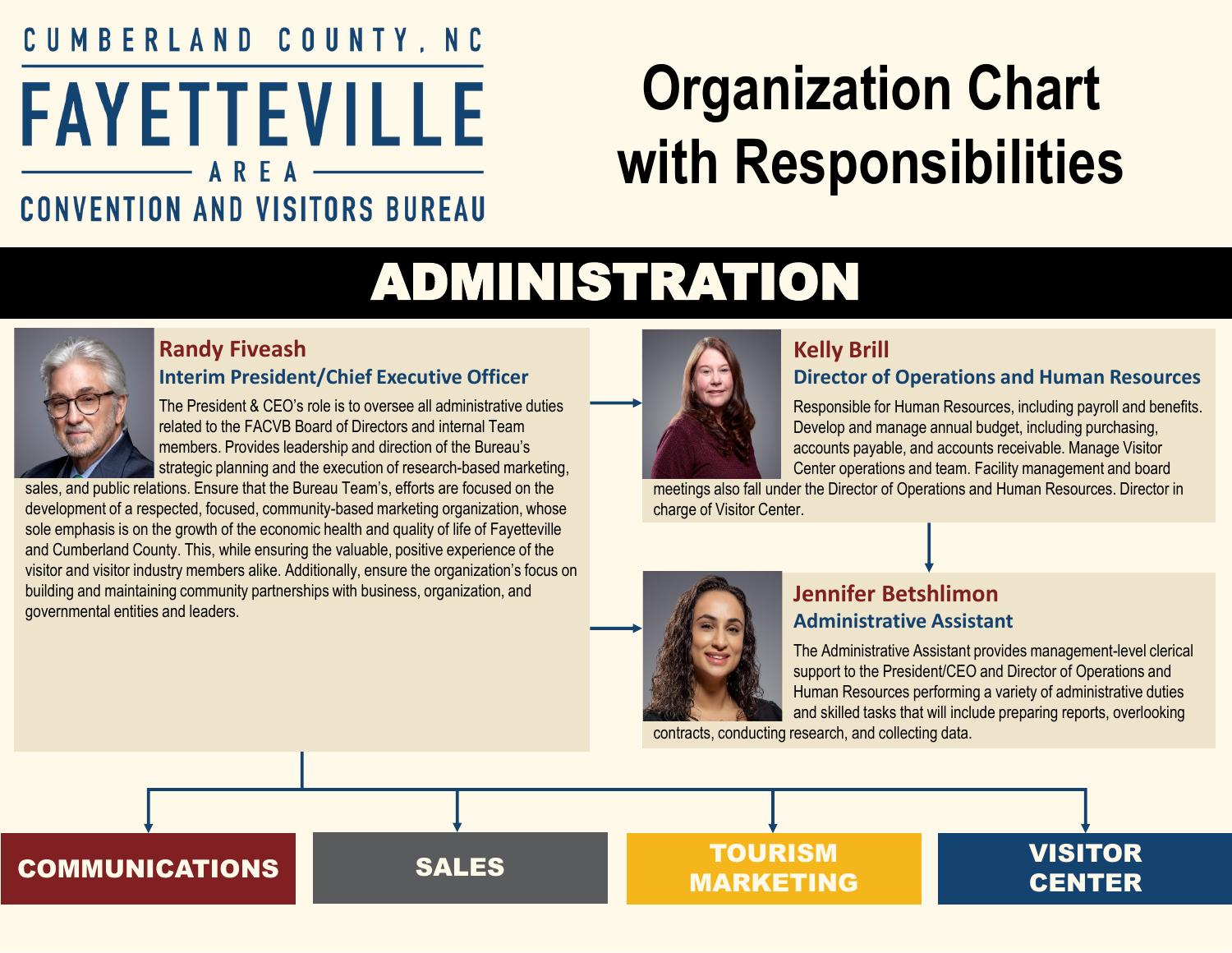CUMBERLAND COUNTY, NC

# FAYETTEVILLE AREA CONVENTION AND VISITORS BUREAU

# Organization Chart with Responsibilities

## ADMINISTRATION

### Randy Fiveash
**Interim President/Chief Executive Officer**

The President & CEO's role is to oversee all administrative duties related to the FACVB Board of Directors and internal Team members. Provides leadership and direction of the Bureau's strategic planning and the execution of research-based marketing, sales, and public relations. Ensure that the Bureau Team's, efforts are focused on the development of a respected, focused, community-based marketing organization, whose sole emphasis is on the growth of the economic health and quality of life of Fayetteville and Cumberland County. This, while ensuring the valuable, positive experience of the visitor and visitor industry members alike. Additionally, ensure the organization's focus on building and maintaining community partnerships with business, organization, and governmental entities and leaders.

### Kelly Brill
**Director of Operations and Human Resources**

Responsible for Human Resources, including payroll and benefits. Develop and manage annual budget, including purchasing, accounts payable, and accounts receivable. Manage Visitor Center operations and team. Facility management and board meetings also fall under the Director of Operations and Human Resources. Director in charge of Visitor Center.

### Jennifer Betshlimon
**Administrative Assistant**

The Administrative Assistant provides management-level clerical support to the President/CEO and Director of Operations and Human Resources performing a variety of administrative duties and skilled tasks that will include preparing reports, overlooking contracts, conducting research, and collecting data.

- COMMUNICATIONS
- SALES
- TOURISM MARKETING
- VISITOR CENTER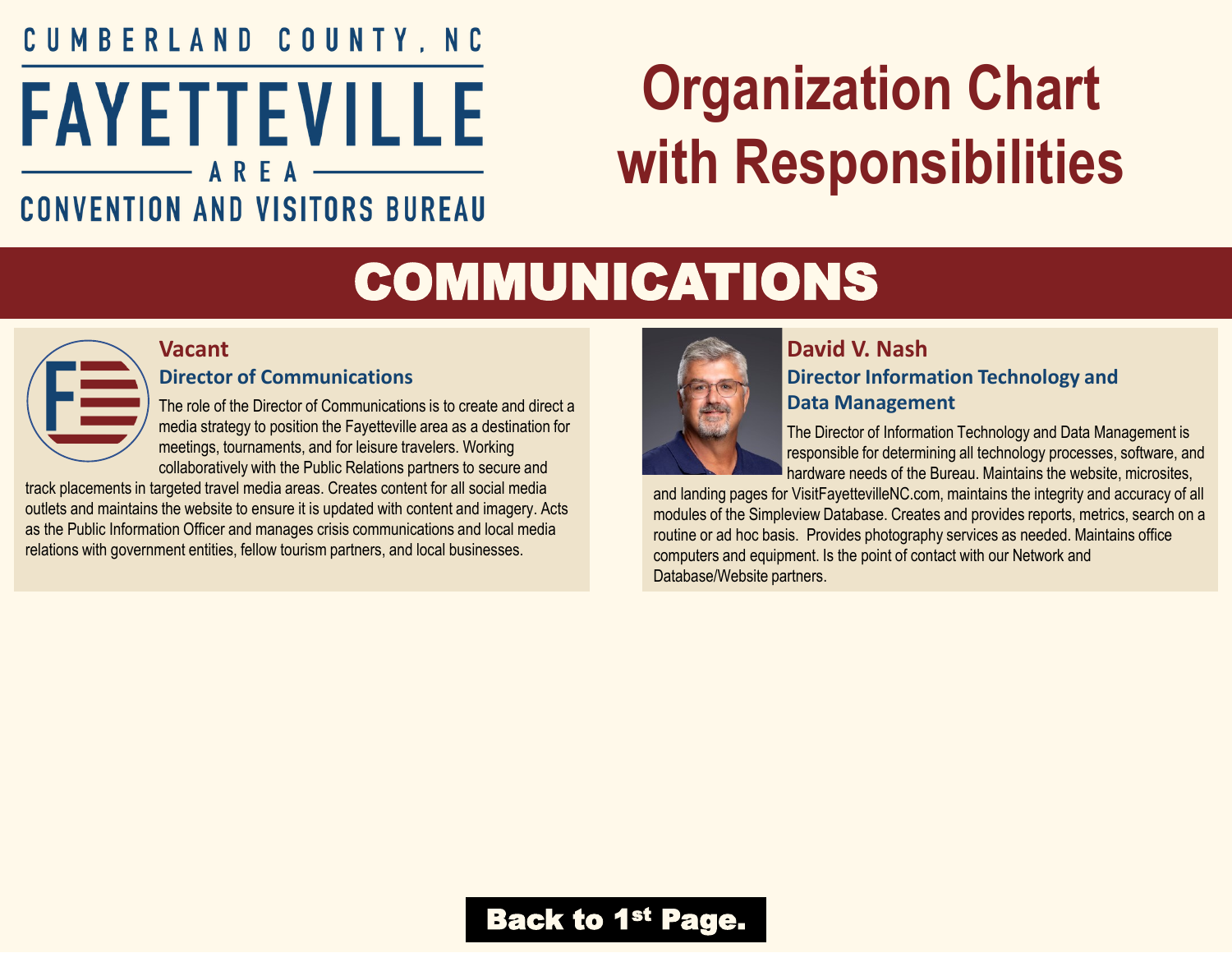CUMBERLAND COUNTY, NC

FAYETTEVILLE AREA CONVENTION AND VISITORS BUREAU

# Organization Chart with Responsibilities

## COMMUNICATIONS

### Vacant

**Director of Communications**

The role of the Director of Communications is to create and direct a media strategy to position the Fayetteville area as a destination for meetings, tournaments, and for leisure travelers. Working collaboratively with the Public Relations partners to secure and track placements in targeted travel media areas. Creates content for all social media outlets and maintains the website to ensure it is updated with content and imagery. Acts as the Public Information Officer and manages crisis communications and local media relations with government entities, fellow tourism partners, and local businesses.

### David V. Nash

**Director Information Technology and Data Management**

The Director of Information Technology and Data Management is responsible for determining all technology processes, software, and hardware needs of the Bureau. Maintains the website, microsites, and landing pages for VisitFayettevilleNC.com, maintains the integrity and accuracy of all modules of the Simpleview Database. Creates and provides reports, metrics, search on a routine or ad hoc basis. Provides photography services as needed. Maintains office computers and equipment. Is the point of contact with our Network and Database/Website partners.

**Back to 1st Page.**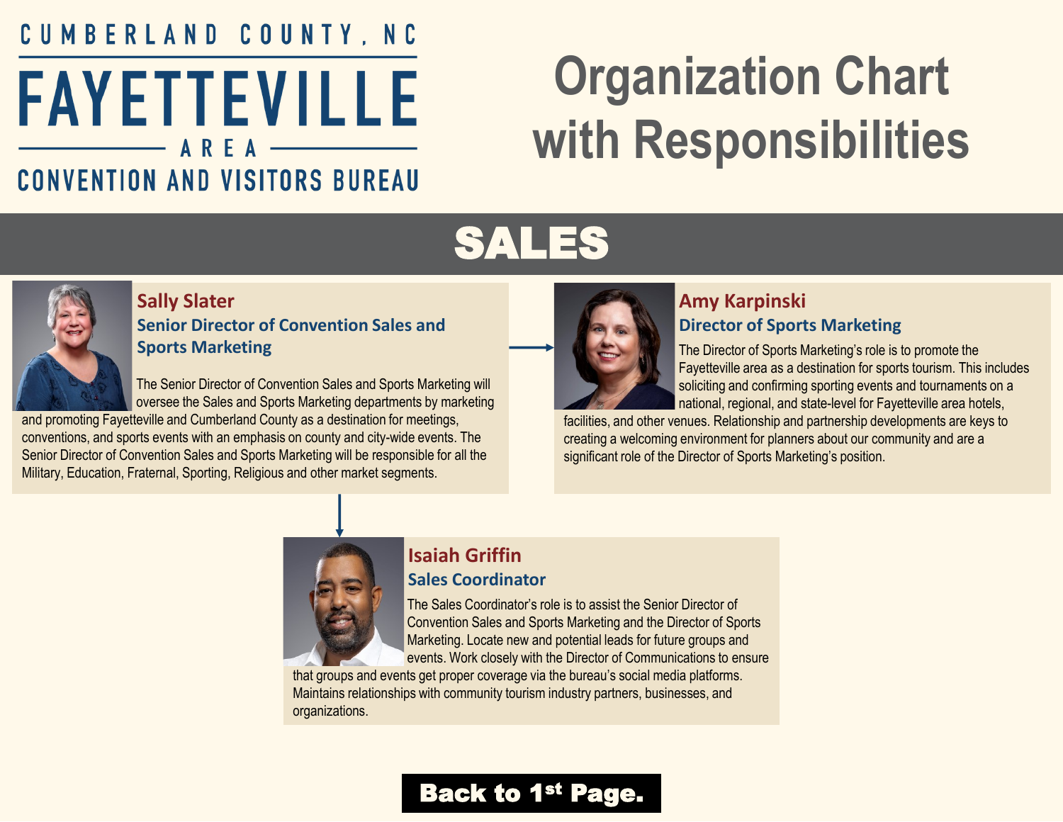CUMBERLAND COUNTY, NC

FAYETTEVILLE

AREA

CONVENTION AND VISITORS BUREAU

# Organization Chart with Responsibilities

## SALES

### Sally Slater

**Senior Director of Convention Sales and Sports Marketing**

The Senior Director of Convention Sales and Sports Marketing will oversee the Sales and Sports Marketing departments by marketing and promoting Fayetteville and Cumberland County as a destination for meetings, conventions, and sports events with an emphasis on county and city-wide events. The Senior Director of Convention Sales and Sports Marketing will be responsible for all the Military, Education, Fraternal, Sporting, Religious and other market segments.

### Amy Karpinski

**Director of Sports Marketing**

The Director of Sports Marketing's role is to promote the Fayetteville area as a destination for sports tourism. This includes soliciting and confirming sporting events and tournaments on a national, regional, and state-level for Fayetteville area hotels, facilities, and other venues. Relationship and partnership developments are keys to creating a welcoming environment for planners about our community and are a significant role of the Director of Sports Marketing's position.

### Isaiah Griffin

**Sales Coordinator**

The Sales Coordinator's role is to assist the Senior Director of Convention Sales and Sports Marketing and the Director of Sports Marketing. Locate new and potential leads for future groups and events. Work closely with the Director of Communications to ensure that groups and events get proper coverage via the bureau's social media platforms. Maintains relationships with community tourism industry partners, businesses, and organizations.

**Back to 1st Page.**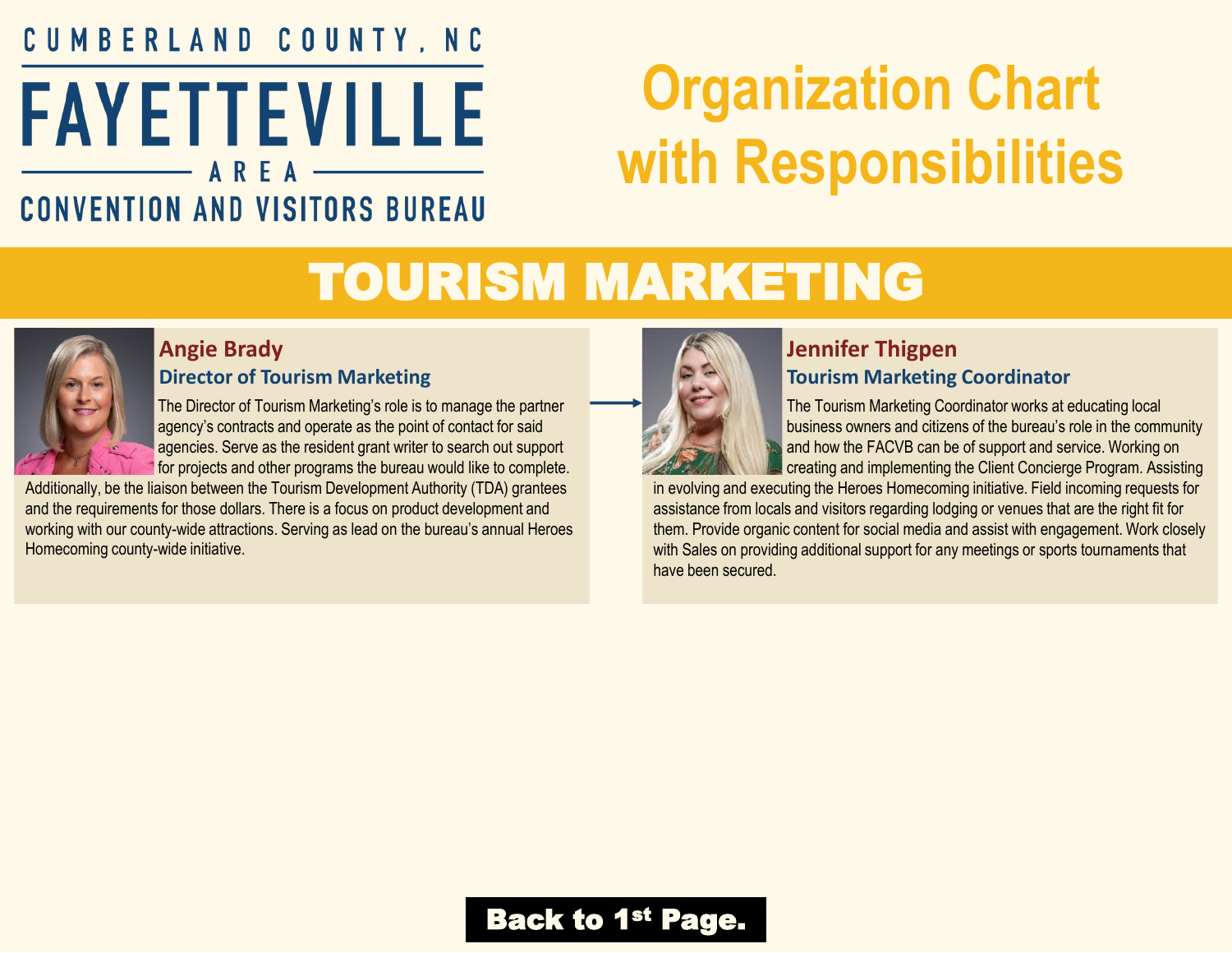CUMBERLAND COUNTY, NC

FAYETTEVILLE AREA CONVENTION AND VISITORS BUREAU

# Organization Chart with Responsibilities

## TOURISM MARKETING

### Angie Brady
**Director of Tourism Marketing**

The Director of Tourism Marketing's role is to manage the partner agency's contracts and operate as the point of contact for said agencies. Serve as the resident grant writer to search out support for projects and other programs the bureau would like to complete. Additionally, be the liaison between the Tourism Development Authority (TDA) grantees and the requirements for those dollars. There is a focus on product development and working with our county-wide attractions. Serving as lead on the bureau's annual Heroes Homecoming county-wide initiative.

### Jennifer Thigpen
**Tourism Marketing Coordinator**

The Tourism Marketing Coordinator works at educating local business owners and citizens of the bureau's role in the community and how the FACVB can be of support and service. Working on creating and implementing the Client Concierge Program. Assisting in evolving and executing the Heroes Homecoming initiative. Field incoming requests for assistance from locals and visitors regarding lodging or venues that are the right fit for them. Provide organic content for social media and assist with engagement. Work closely with Sales on providing additional support for any meetings or sports tournaments that have been secured.

**Back to 1st Page.**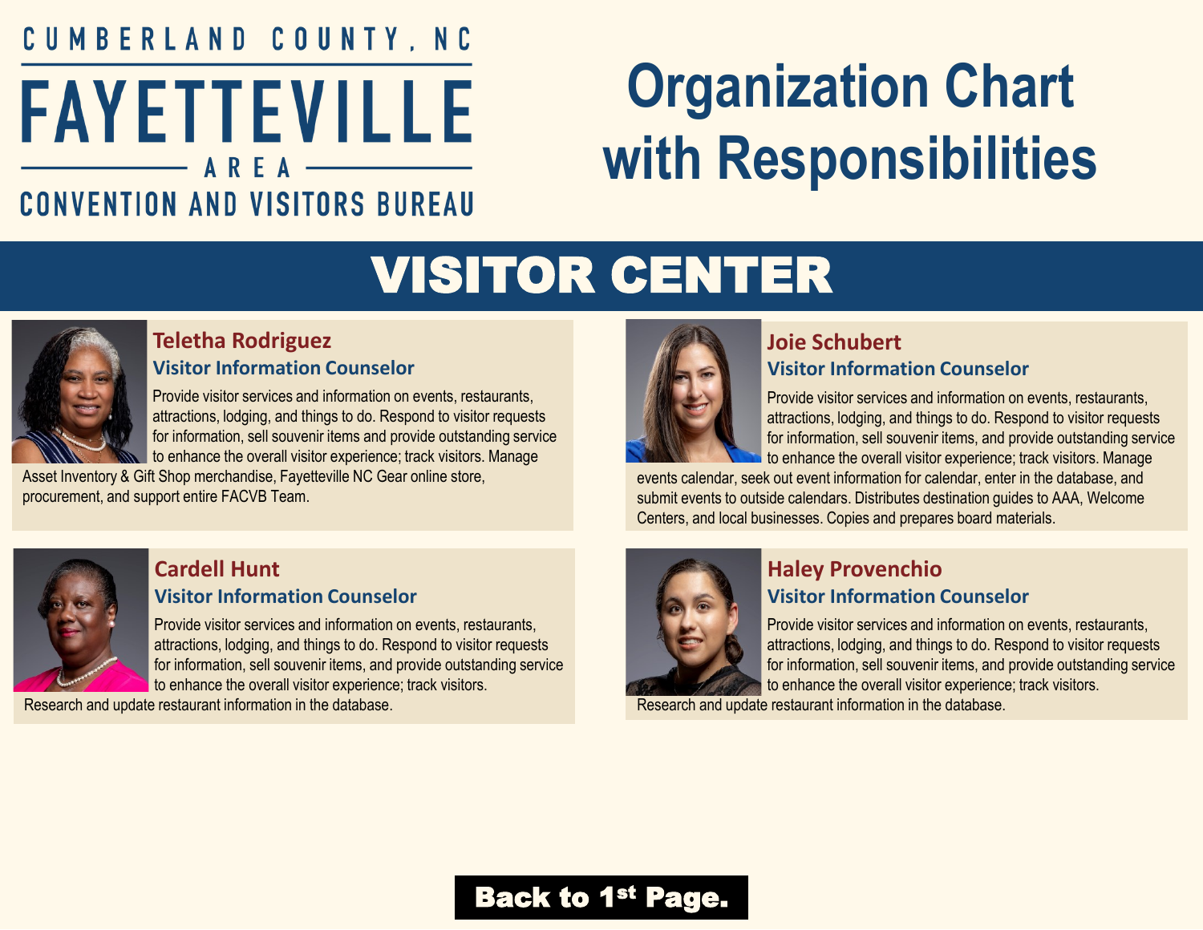CUMBERLAND COUNTY, NC

# FAYETTEVILLE AREA CONVENTION AND VISITORS BUREAU

# Organization Chart with Responsibilities

## VISITOR CENTER

### Teletha Rodriguez
**Visitor Information Counselor**

Provide visitor services and information on events, restaurants, attractions, lodging, and things to do. Respond to visitor requests for information, sell souvenir items and provide outstanding service to enhance the overall visitor experience; track visitors. Manage Asset Inventory & Gift Shop merchandise, Fayetteville NC Gear online store, procurement, and support entire FACVB Team.

### Joie Schubert
**Visitor Information Counselor**

Provide visitor services and information on events, restaurants, attractions, lodging, and things to do. Respond to visitor requests for information, sell souvenir items, and provide outstanding service to enhance the overall visitor experience; track visitors. Manage events calendar, seek out event information for calendar, enter in the database, and submit events to outside calendars. Distributes destination guides to AAA, Welcome Centers, and local businesses. Copies and prepares board materials.

### Cardell Hunt
**Visitor Information Counselor**

Provide visitor services and information on events, restaurants, attractions, lodging, and things to do. Respond to visitor requests for information, sell souvenir items, and provide outstanding service to enhance the overall visitor experience; track visitors. Research and update restaurant information in the database.

### Haley Provenchio
**Visitor Information Counselor**

Provide visitor services and information on events, restaurants, attractions, lodging, and things to do. Respond to visitor requests for information, sell souvenir items, and provide outstanding service to enhance the overall visitor experience; track visitors. Research and update restaurant information in the database.

**Back to 1st Page.**